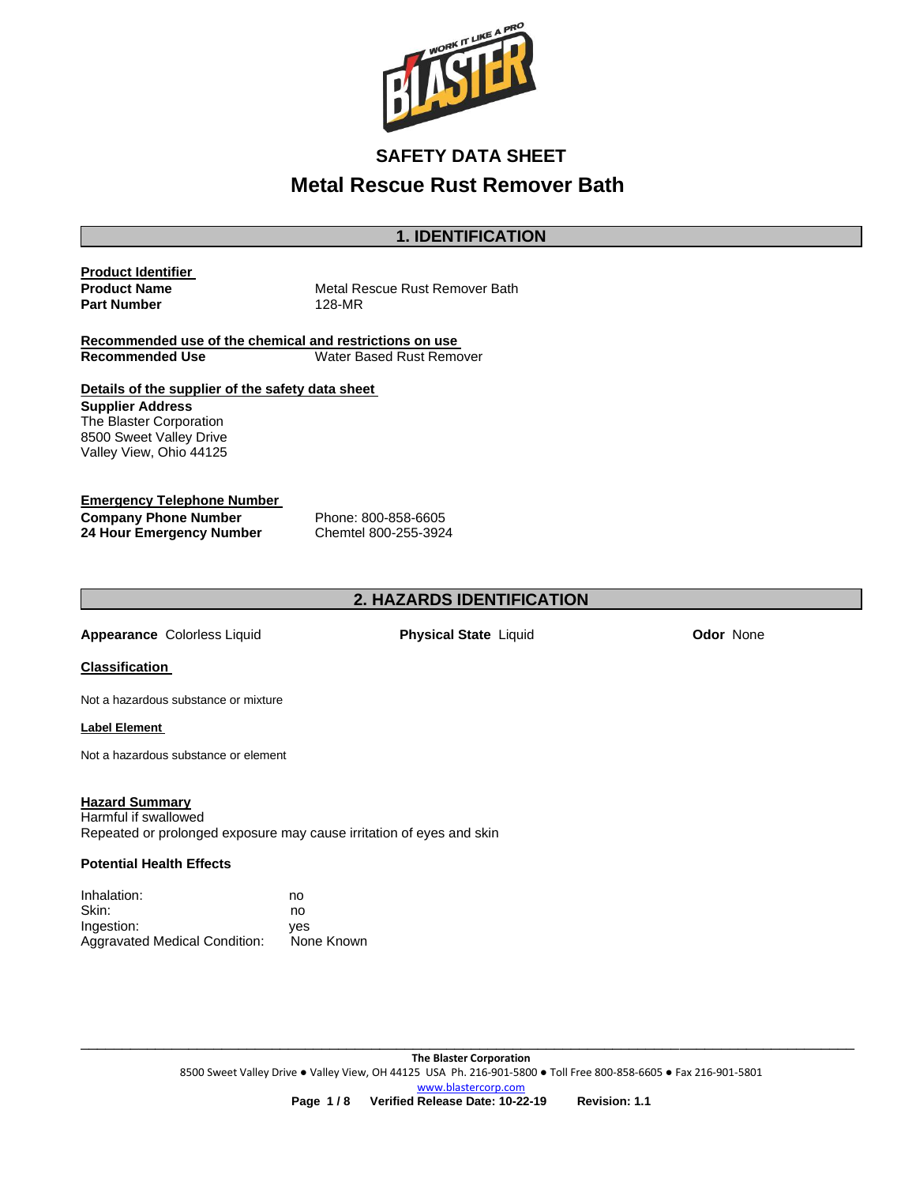# SAFETY DATA SHEET

# Metal Rescue Rust Remover Bath

## 1. IDENTIFICATION

**Product Identifier**

| | |
|---|---|
| **Product Name** | Metal Rescue Rust Remover Bath |
| **Part Number** | 128-MR |

**Recommended use of the chemical and restrictions on use**

| | |
|---|---|
| **Recommended Use** | Water Based Rust Remover |

**Details of the supplier of the safety data sheet**

**Supplier Address**
The Blaster Corporation
8500 Sweet Valley Drive
Valley View, Ohio 44125

**Emergency Telephone Number**

| | |
|---|---|
| **Company Phone Number** | Phone: 800-858-6605 |
| **24 Hour Emergency Number** | Chemtel 800-255-3924 |

## 2. HAZARDS IDENTIFICATION

**Appearance** Colorless Liquid **Physical State** Liquid **Odor** None

**Classification**

Not a hazardous substance or mixture

**Label Element**

Not a hazardous substance or element

**Hazard Summary**
Harmful if swallowed
Repeated or prolonged exposure may cause irritation of eyes and skin

**Potential Health Effects**

| | |
|---|---|
| Inhalation: | no |
| Skin: | no |
| Ingestion: | yes |
| Aggravated Medical Condition: | None Known |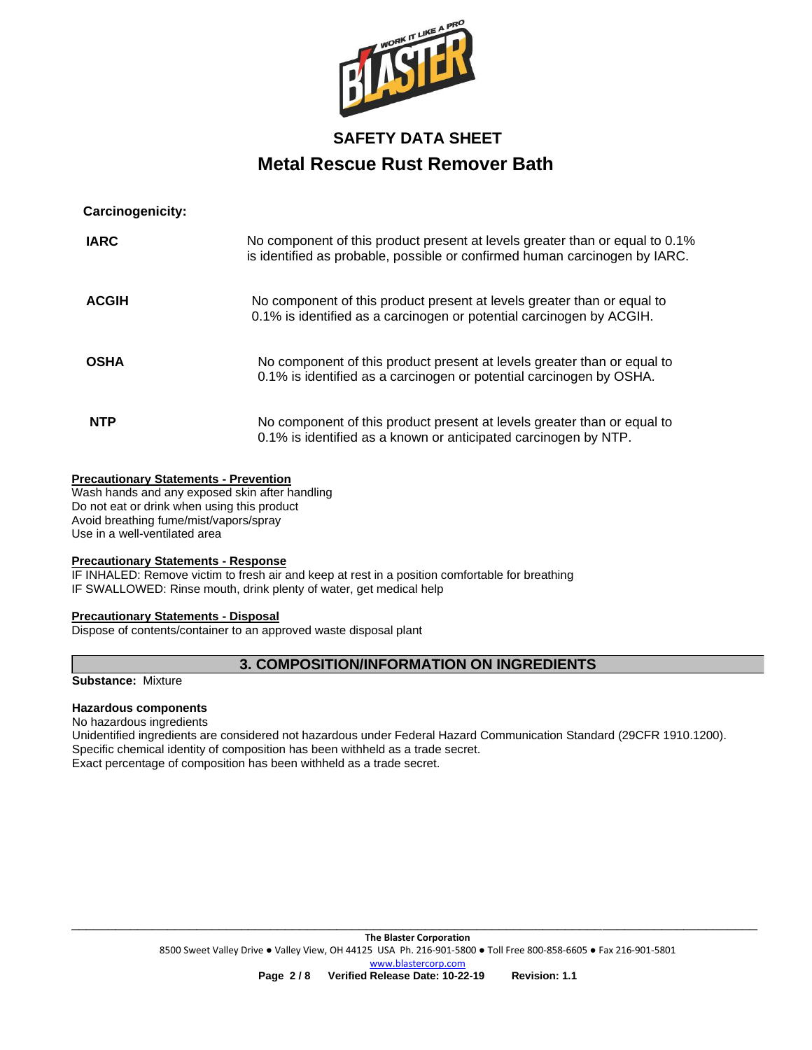**Carcinogenicity:**

| | |
|---|---|
| **IARC** | No component of this product present at levels greater than or equal to 0.1% is identified as probable, possible or confirmed human carcinogen by IARC. |
| **ACGIH** | No component of this product present at levels greater than or equal to 0.1% is identified as a carcinogen or potential carcinogen by ACGIH. |
| **OSHA** | No component of this product present at levels greater than or equal to 0.1% is identified as a carcinogen or potential carcinogen by OSHA. |
| **NTP** | No component of this product present at levels greater than or equal to 0.1% is identified as a known or anticipated carcinogen by NTP. |

**Precautionary Statements - Prevention**

Wash hands and any exposed skin after handling
Do not eat or drink when using this product
Avoid breathing fume/mist/vapors/spray
Use in a well-ventilated area

**Precautionary Statements - Response**

IF INHALED: Remove victim to fresh air and keep at rest in a position comfortable for breathing
IF SWALLOWED: Rinse mouth, drink plenty of water, get medical help

**Precautionary Statements - Disposal**

Dispose of contents/container to an approved waste disposal plant

## 3. COMPOSITION/INFORMATION ON INGREDIENTS

**Substance:** Mixture

**Hazardous components**

No hazardous ingredients
Unidentified ingredients are considered not hazardous under Federal Hazard Communication Standard (29CFR 1910.1200).
Specific chemical identity of composition has been withheld as a trade secret.
Exact percentage of composition has been withheld as a trade secret.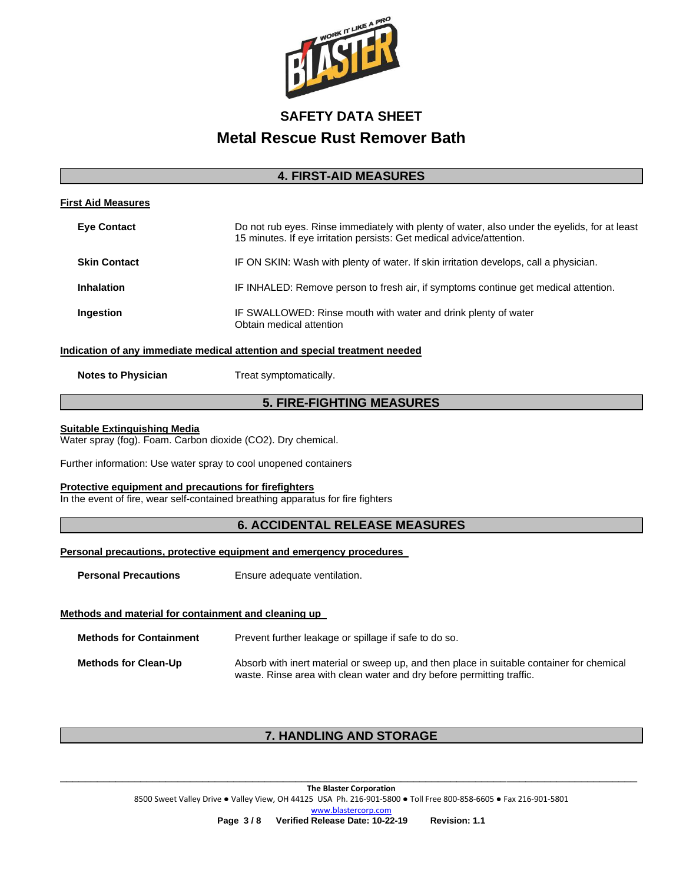# SAFETY DATA SHEET

# Metal Rescue Rust Remover Bath

## 4. FIRST-AID MEASURES

### First Aid Measures

**Eye Contact** — Do not rub eyes. Rinse immediately with plenty of water, also under the eyelids, for at least 15 minutes. If eye irritation persists: Get medical advice/attention.

**Skin Contact** — IF ON SKIN: Wash with plenty of water. If skin irritation develops, call a physician.

**Inhalation** — IF INHALED: Remove person to fresh air, if symptoms continue get medical attention.

**Ingestion** — IF SWALLOWED: Rinse mouth with water and drink plenty of water
Obtain medical attention

### Indication of any immediate medical attention and special treatment needed

**Notes to Physician** — Treat symptomatically.

## 5. FIRE-FIGHTING MEASURES

### Suitable Extinguishing Media

Water spray (fog). Foam. Carbon dioxide ($CO_2$). Dry chemical.

Further information: Use water spray to cool unopened containers

### Protective equipment and precautions for firefighters

In the event of fire, wear self-contained breathing apparatus for fire fighters

## 6. ACCIDENTAL RELEASE MEASURES

### Personal precautions, protective equipment and emergency procedures

**Personal Precautions** — Ensure adequate ventilation.

### Methods and material for containment and cleaning up

**Methods for Containment** — Prevent further leakage or spillage if safe to do so.

**Methods for Clean-Up** — Absorb with inert material or sweep up, and then place in suitable container for chemical waste. Rinse area with clean water and dry before permitting traffic.

## 7. HANDLING AND STORAGE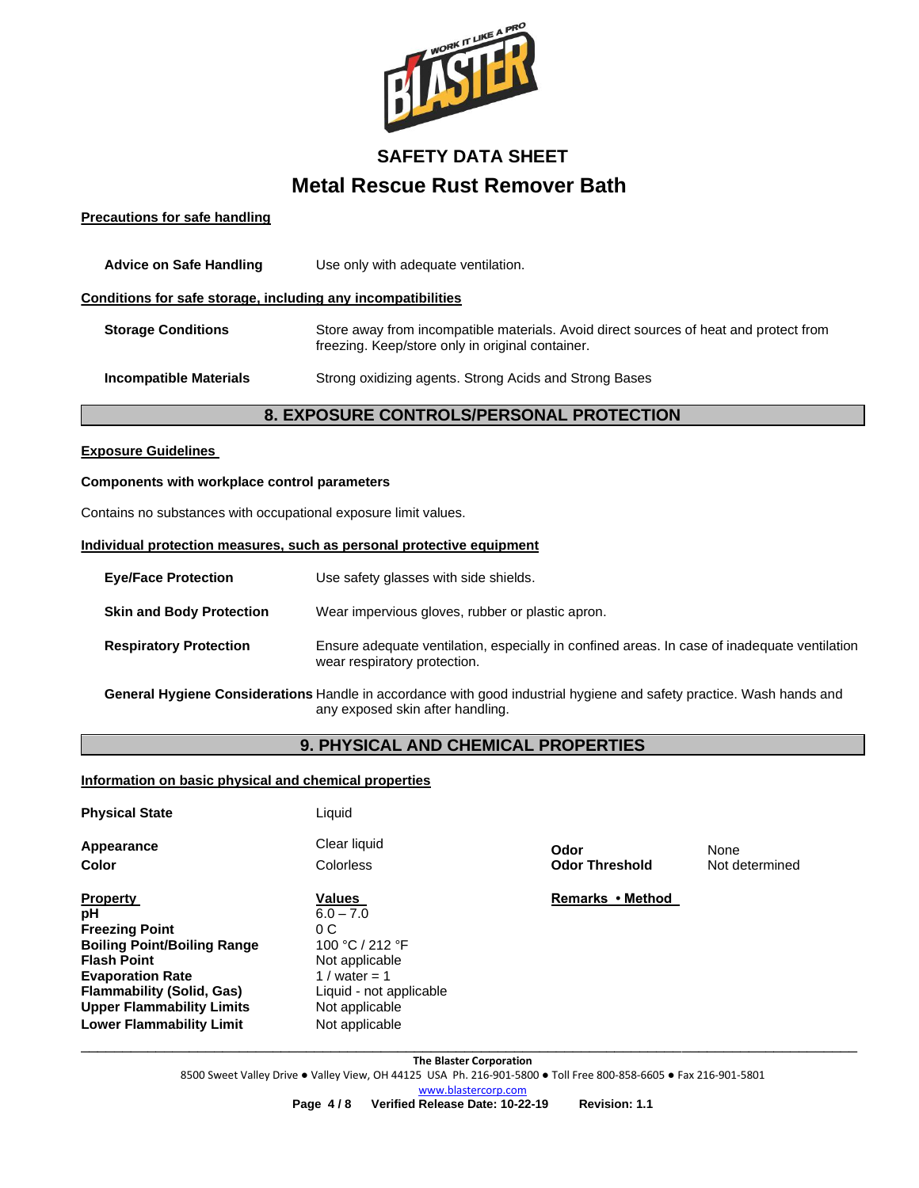### Precautions for safe handling

**Advice on Safe Handling** Use only with adequate ventilation.

### Conditions for safe storage, including any incompatibilities

**Storage Conditions** Store away from incompatible materials. Avoid direct sources of heat and protect from freezing. Keep/store only in original container.

**Incompatible Materials** Strong oxidizing agents. Strong Acids and Strong Bases

## 8. EXPOSURE CONTROLS/PERSONAL PROTECTION

### Exposure Guidelines

**Components with workplace control parameters**

Contains no substances with occupational exposure limit values.

### Individual protection measures, such as personal protective equipment

**Eye/Face Protection** Use safety glasses with side shields.

**Skin and Body Protection** Wear impervious gloves, rubber or plastic apron.

**Respiratory Protection** Ensure adequate ventilation, especially in confined areas. In case of inadequate ventilation wear respiratory protection.

**General Hygiene Considerations** Handle in accordance with good industrial hygiene and safety practice. Wash hands and any exposed skin after handling.

## 9. PHYSICAL AND CHEMICAL PROPERTIES

### Information on basic physical and chemical properties

**Physical State** Liquid

**Appearance** Clear liquid

**Color** Colorless

**Odor** None

**Odor Threshold** Not determined

| Property | Values | Remarks • Method |
|---|---|---|
| **pH** | 6.0 – 7.0 | |
| **Freezing Point** | 0 C | |
| **Boiling Point/Boiling Range** | 100 °C / 212 °F | |
| **Flash Point** | Not applicable | |
| **Evaporation Rate** | 1 / water = 1 | |
| **Flammability (Solid, Gas)** | Liquid - not applicable | |
| **Upper Flammability Limits** | Not applicable | |
| **Lower Flammability Limit** | Not applicable | |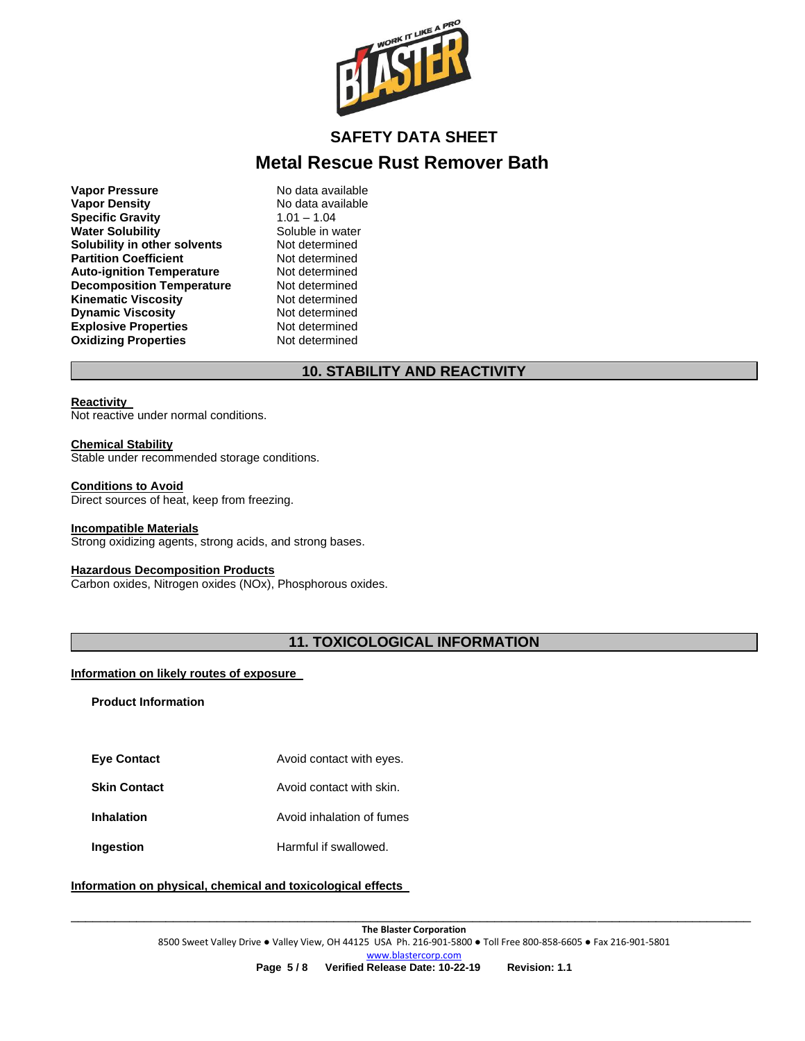| | |
|---|---|
| **Vapor Pressure** | No data available |
| **Vapor Density** | No data available |
| **Specific Gravity** | 1.01 – 1.04 |
| **Water Solubility** | Soluble in water |
| **Solubility in other solvents** | Not determined |
| **Partition Coefficient** | Not determined |
| **Auto-ignition Temperature** | Not determined |
| **Decomposition Temperature** | Not determined |
| **Kinematic Viscosity** | Not determined |
| **Dynamic Viscosity** | Not determined |
| **Explosive Properties** | Not determined |
| **Oxidizing Properties** | Not determined |

## 10. STABILITY AND REACTIVITY

**Reactivity**
Not reactive under normal conditions.

**Chemical Stability**
Stable under recommended storage conditions.

**Conditions to Avoid**
Direct sources of heat, keep from freezing.

**Incompatible Materials**
Strong oxidizing agents, strong acids, and strong bases.

**Hazardous Decomposition Products**
Carbon oxides, Nitrogen oxides (NOx), Phosphorous oxides.

## 11. TOXICOLOGICAL INFORMATION

**Information on likely routes of exposure**

**Product Information**

| | |
|---|---|
| **Eye Contact** | Avoid contact with eyes. |
| **Skin Contact** | Avoid contact with skin. |
| **Inhalation** | Avoid inhalation of fumes |
| **Ingestion** | Harmful if swallowed. |

**Information on physical, chemical and toxicological effects**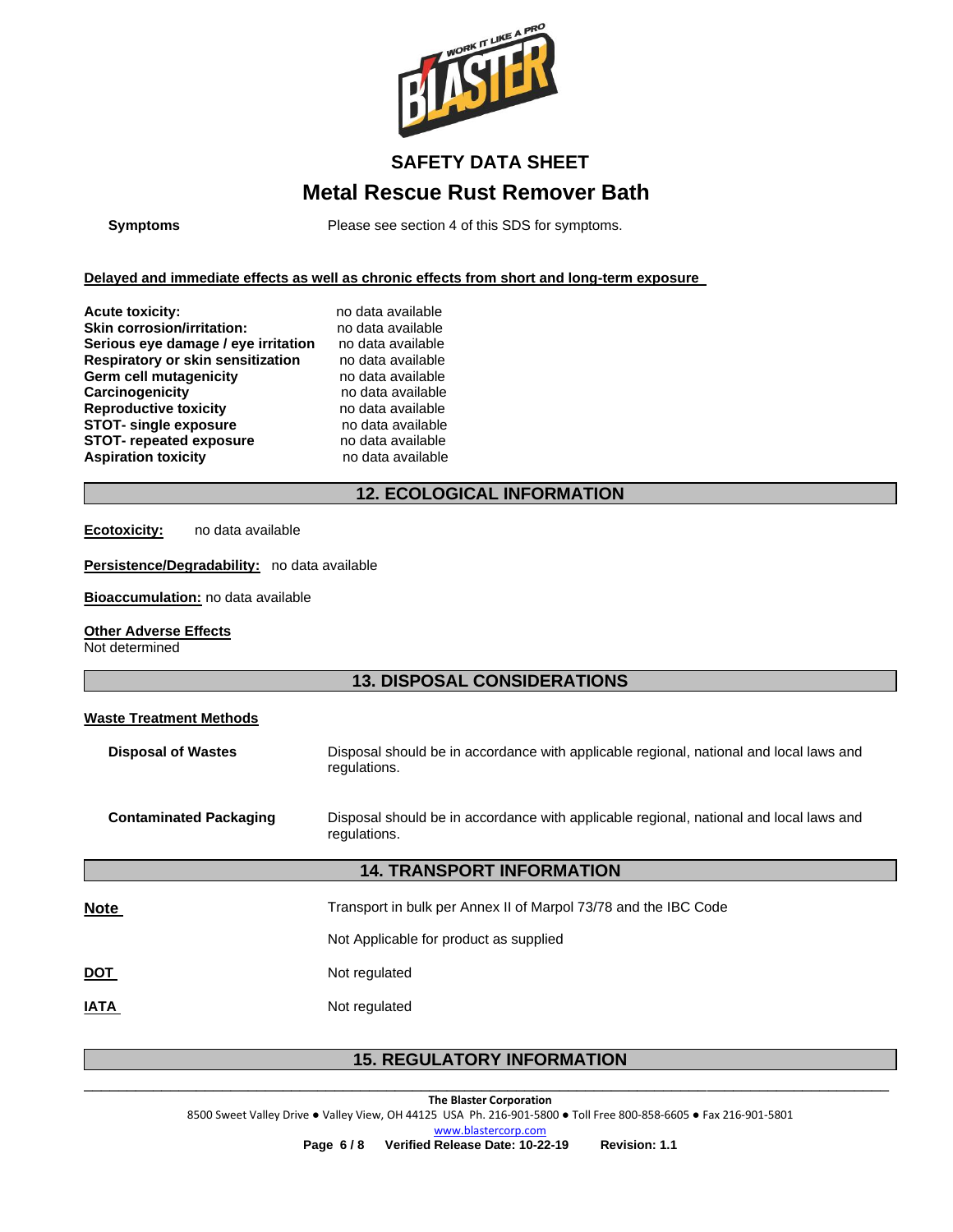**Symptoms** Please see section 4 of this SDS for symptoms.

**Delayed and immediate effects as well as chronic effects from short and long-term exposure**

| | |
|---|---|
| **Acute toxicity:** | no data available |
| **Skin corrosion/irritation:** | no data available |
| **Serious eye damage / eye irritation** | no data available |
| **Respiratory or skin sensitization** | no data available |
| **Germ cell mutagenicity** | no data available |
| **Carcinogenicity** | no data available |
| **Reproductive toxicity** | no data available |
| **STOT- single exposure** | no data available |
| **STOT- repeated exposure** | no data available |
| **Aspiration toxicity** | no data available |

## 12. ECOLOGICAL INFORMATION

**Ecotoxicity:** no data available

**Persistence/Degradability:** no data available

**Bioaccumulation:** no data available

**Other Adverse Effects**
Not determined

## 13. DISPOSAL CONSIDERATIONS

**Waste Treatment Methods**

**Disposal of Wastes** Disposal should be in accordance with applicable regional, national and local laws and regulations.

**Contaminated Packaging** Disposal should be in accordance with applicable regional, national and local laws and regulations.

## 14. TRANSPORT INFORMATION

**Note** Transport in bulk per Annex II of Marpol 73/78 and the IBC Code

Not Applicable for product as supplied

**DOT** Not regulated

**IATA** Not regulated

## 15. REGULATORY INFORMATION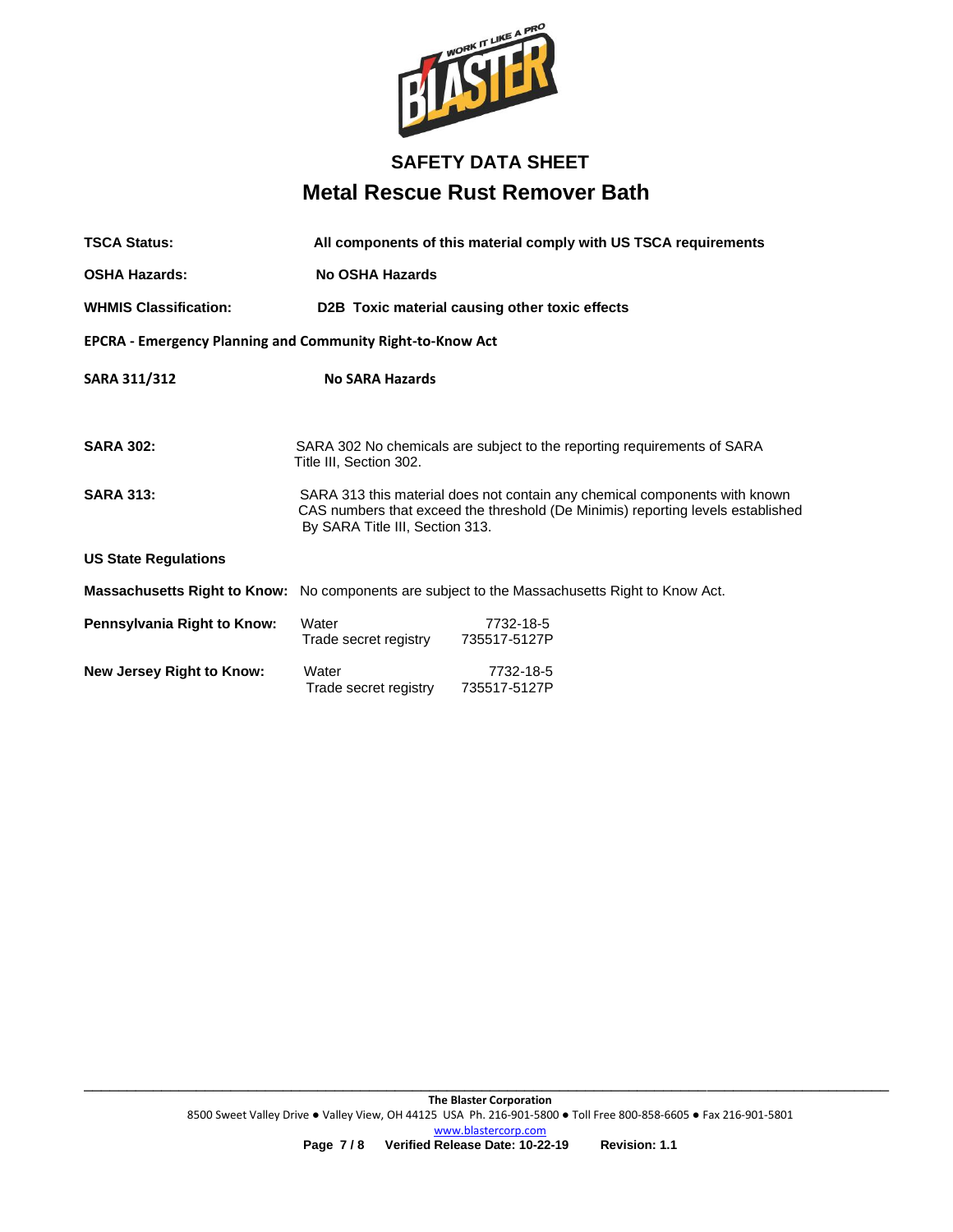## SAFETY DATA SHEET

# Metal Rescue Rust Remover Bath

**TSCA Status:** **All components of this material comply with US TSCA requirements**

**OSHA Hazards:** **No OSHA Hazards**

**WHMIS Classification:** **D2B Toxic material causing other toxic effects**

**EPCRA - Emergency Planning and Community Right-to-Know Act**

**SARA 311/312** **No SARA Hazards**

**SARA 302:** SARA 302 No chemicals are subject to the reporting requirements of SARA Title III, Section 302.

**SARA 313:** SARA 313 this material does not contain any chemical components with known CAS numbers that exceed the threshold (De Minimis) reporting levels established By SARA Title III, Section 313.

**US State Regulations**

**Massachusetts Right to Know:** No components are subject to the Massachusetts Right to Know Act.

**Pennsylvania Right to Know:**

| Component | CAS |
|---|---|
| Water | 7732-18-5 |
| Trade secret registry | 735517-5127P |

**New Jersey Right to Know:**

| Component | CAS |
|---|---|
| Water | 7732-18-5 |
| Trade secret registry | 735517-5127P |

**The Blaster Corporation**
8500 Sweet Valley Drive ● Valley View, OH 44125 USA Ph. 216-901-5800 ● Toll Free 800-858-6605 ● Fax 216-901-5801
www.blastercorp.com
**Verified Release Date: 10-22-19** **Revision: 1.1**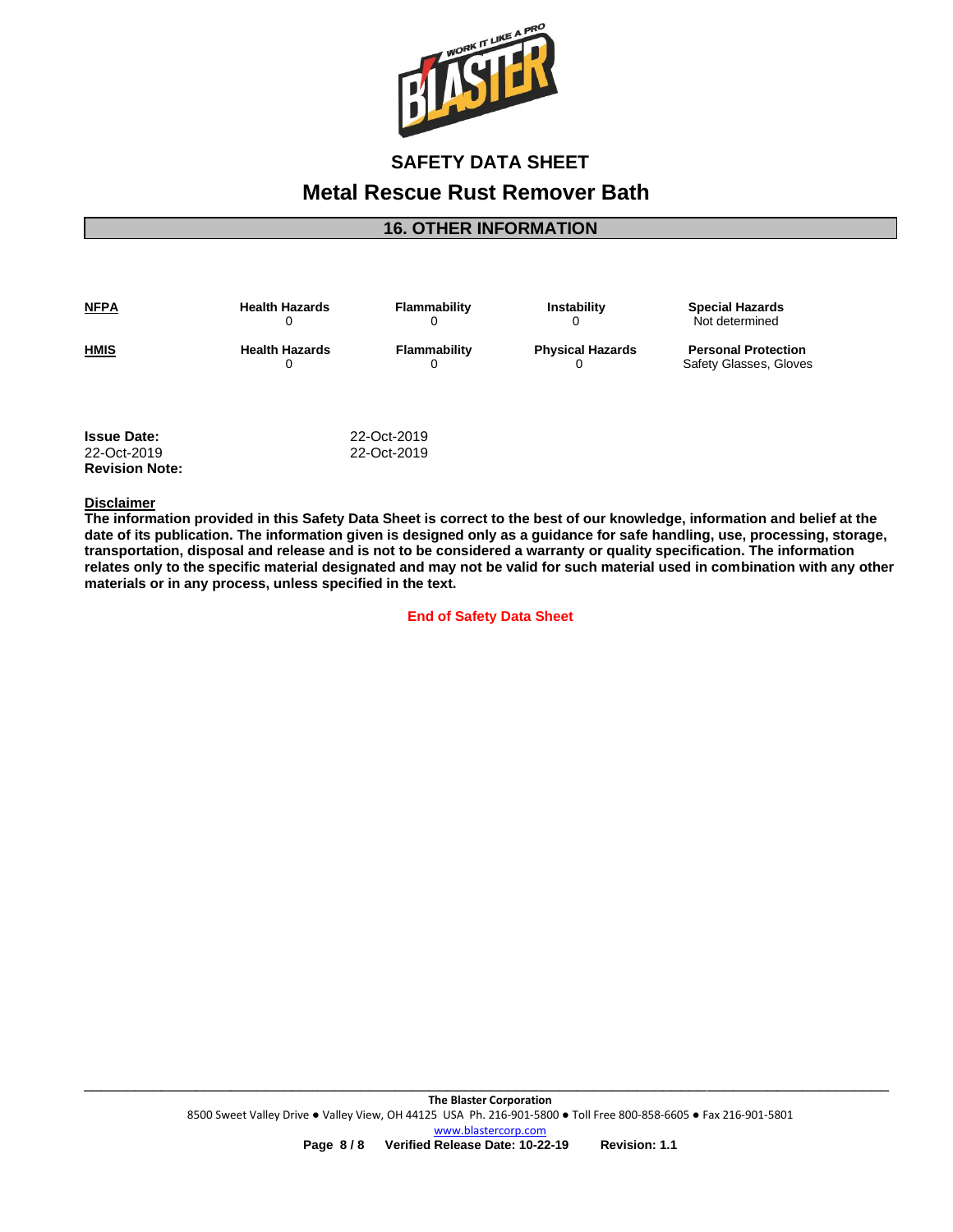## SAFETY DATA SHEET

# Metal Rescue Rust Remover Bath

## 16. OTHER INFORMATION

| | | | | |
|---|---|---|---|---|
| **NFPA** | **Health Hazards** 0 | **Flammability** 0 | **Instability** 0 | **Special Hazards** Not determined |
| **HMIS** | **Health Hazards** 0 | **Flammability** 0 | **Physical Hazards** 0 | **Personal Protection** Safety Glasses, Gloves |

**Issue Date:** 22-Oct-2019

22-Oct-2019 22-Oct-2019

**Revision Note:**

**Disclaimer**

**The information provided in this Safety Data Sheet is correct to the best of our knowledge, information and belief at the date of its publication. The information given is designed only as a guidance for safe handling, use, processing, storage, transportation, disposal and release and is not to be considered a warranty or quality specification. The information relates only to the specific material designated and may not be valid for such material used in combination with any other materials or in any process, unless specified in the text.**

**End of Safety Data Sheet**